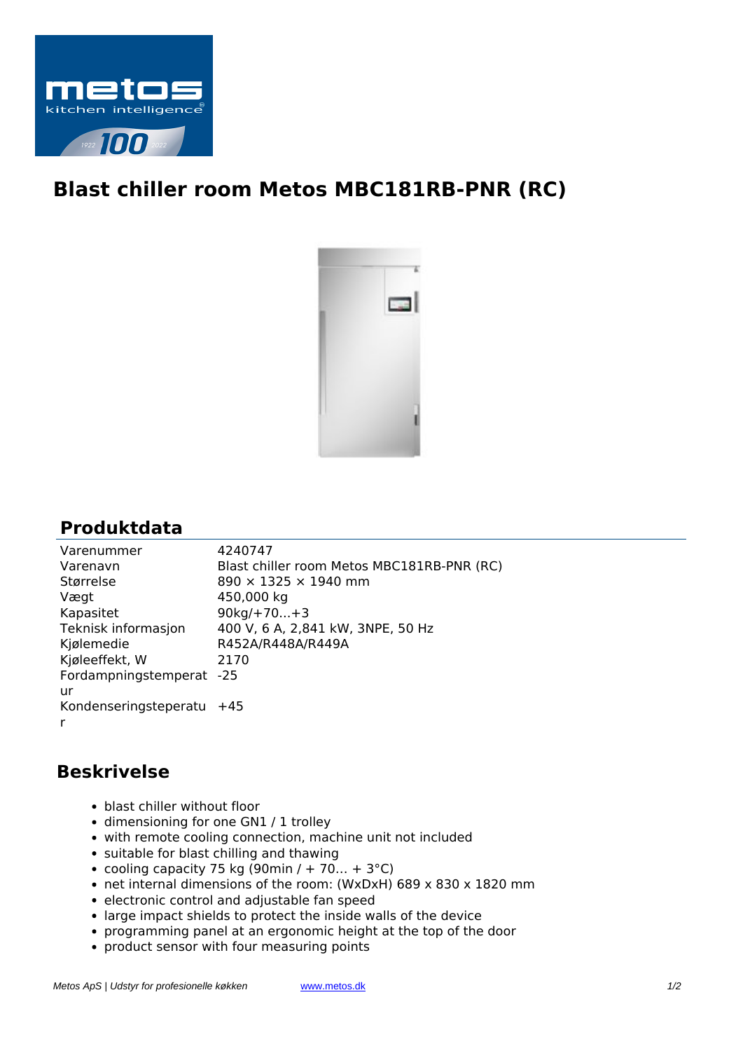# Blast chiller room Metos MBC181RB-PNR (RC)

## Produktdata

| | |
|---|---|
| Varenummer | 4240747 |
| Varenavn | Blast chiller room Metos MBC181RB-PNR (RC) |
| Størrelse | 890 × 1325 × 1940 mm |
| Vægt | 450,000 kg |
| Kapasitet | 90kg/+70...+3 |
| Teknisk informasjon | 400 V, 6 A, 2,841 kW, 3NPE, 50 Hz |
| Kjølemedie | R452A/R448A/R449A |
| Kjøleeffekt, W | 2170 |
| Fordampningstemperatur | -25 |
| Kondenseringsteperatur | +45 |

## Beskrivelse

- blast chiller without floor
- dimensioning for one GN1 / 1 trolley
- with remote cooling connection, machine unit not included
- suitable for blast chilling and thawing
- cooling capacity 75 kg (90min / + 70... + 3°C)
- net internal dimensions of the room: (WxDxH) 689 x 830 x 1820 mm
- electronic control and adjustable fan speed
- large impact shields to protect the inside walls of the device
- programming panel at an ergonomic height at the top of the door
- product sensor with four measuring points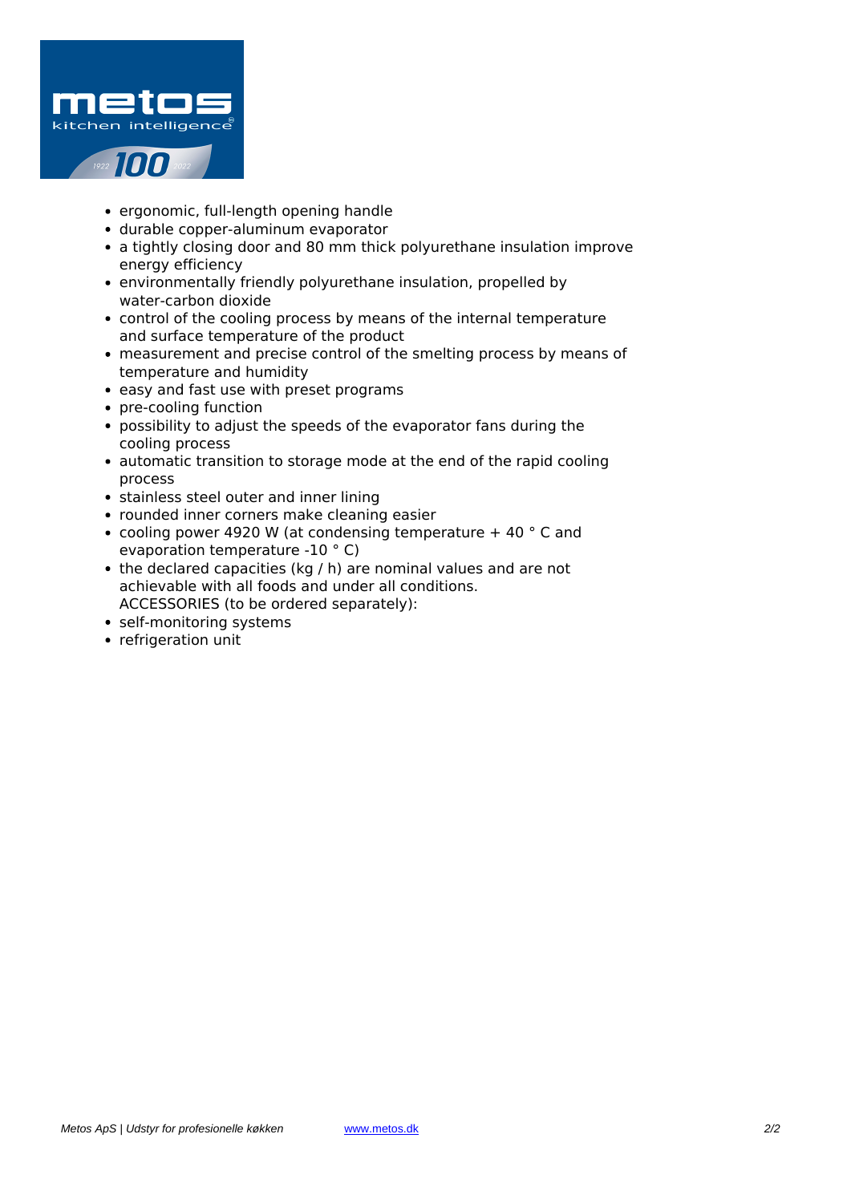- ergonomic, full-length opening handle
- durable copper-aluminum evaporator
- a tightly closing door and 80 mm thick polyurethane insulation improve energy efficiency
- environmentally friendly polyurethane insulation, propelled by water-carbon dioxide
- control of the cooling process by means of the internal temperature and surface temperature of the product
- measurement and precise control of the smelting process by means of temperature and humidity
- easy and fast use with preset programs
- pre-cooling function
- possibility to adjust the speeds of the evaporator fans during the cooling process
- automatic transition to storage mode at the end of the rapid cooling process
- stainless steel outer and inner lining
- rounded inner corners make cleaning easier
- cooling power 4920 W (at condensing temperature + 40 ° C and evaporation temperature -10 ° C)
- the declared capacities (kg / h) are nominal values and are not achievable with all foods and under all conditions.
  ACCESSORIES (to be ordered separately):
- self-monitoring systems
- refrigeration unit